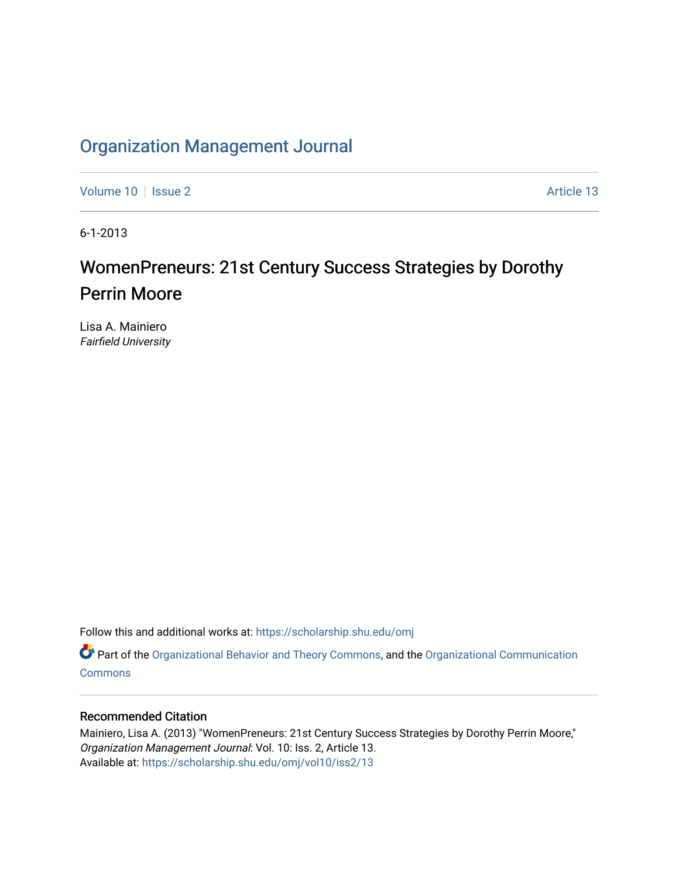Organization Management Journal

Volume 10 | Issue 2 | Article 13

6-1-2013

# WomenPreneurs: 21st Century Success Strategies by Dorothy Perrin Moore

Lisa A. Mainiero
*Fairfield University*

Follow this and additional works at: https://scholarship.shu.edu/omj

Part of the Organizational Behavior and Theory Commons, and the Organizational Communication Commons

## Recommended Citation

Mainiero, Lisa A. (2013) "WomenPreneurs: 21st Century Success Strategies by Dorothy Perrin Moore," *Organization Management Journal*: Vol. 10: Iss. 2, Article 13.
Available at: https://scholarship.shu.edu/omj/vol10/iss2/13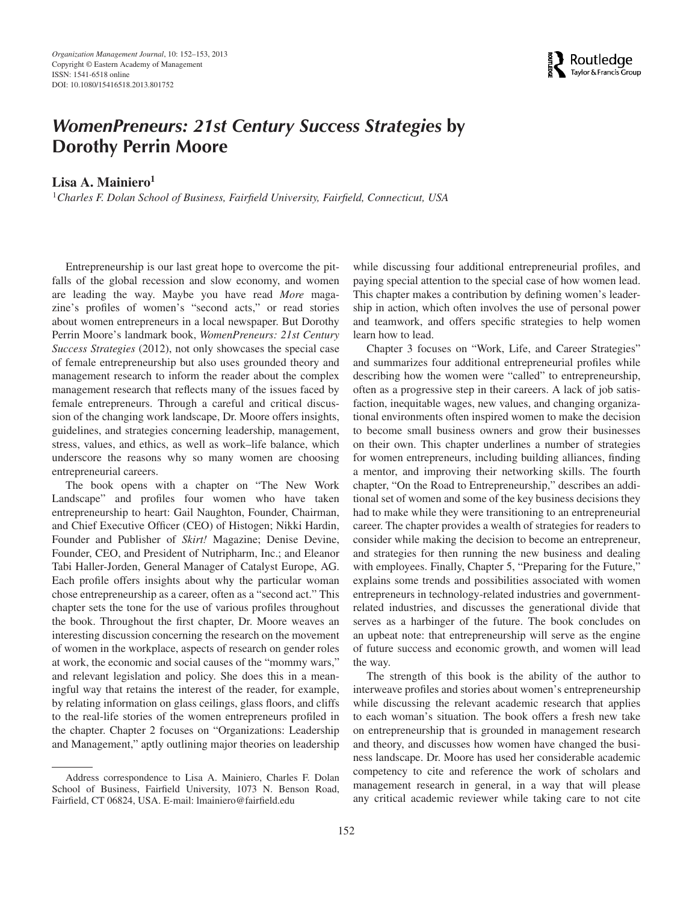# *WomenPreneurs: 21st Century Success Strategies* by Dorothy Perrin Moore

**Lisa A. Mainiero**[1]

[1]*Charles F. Dolan School of Business, Fairfield University, Fairfield, Connecticut, USA*

Entrepreneurship is our last great hope to overcome the pitfalls of the global recession and slow economy, and women are leading the way. Maybe you have read *More* magazine's profiles of women's "second acts," or read stories about women entrepreneurs in a local newspaper. But Dorothy Perrin Moore's landmark book, *WomenPreneurs: 21st Century Success Strategies* (2012), not only showcases the special case of female entrepreneurship but also uses grounded theory and management research to inform the reader about the complex management research that reflects many of the issues faced by female entrepreneurs. Through a careful and critical discussion of the changing work landscape, Dr. Moore offers insights, guidelines, and strategies concerning leadership, management, stress, values, and ethics, as well as work–life balance, which underscore the reasons why so many women are choosing entrepreneurial careers.

The book opens with a chapter on "The New Work Landscape" and profiles four women who have taken entrepreneurship to heart: Gail Naughton, Founder, Chairman, and Chief Executive Officer (CEO) of Histogen; Nikki Hardin, Founder and Publisher of *Skirt!* Magazine; Denise Devine, Founder, CEO, and President of Nutripharm, Inc.; and Eleanor Tabi Haller-Jorden, General Manager of Catalyst Europe, AG. Each profile offers insights about why the particular woman chose entrepreneurship as a career, often as a "second act." This chapter sets the tone for the use of various profiles throughout the book. Throughout the first chapter, Dr. Moore weaves an interesting discussion concerning the research on the movement of women in the workplace, aspects of research on gender roles at work, the economic and social causes of the "mommy wars," and relevant legislation and policy. She does this in a meaningful way that retains the interest of the reader, for example, by relating information on glass ceilings, glass floors, and cliffs to the real-life stories of the women entrepreneurs profiled in the chapter. Chapter 2 focuses on "Organizations: Leadership and Management," aptly outlining major theories on leadership while discussing four additional entrepreneurial profiles, and paying special attention to the special case of how women lead. This chapter makes a contribution by defining women's leadership in action, which often involves the use of personal power and teamwork, and offers specific strategies to help women learn how to lead.

Chapter 3 focuses on "Work, Life, and Career Strategies" and summarizes four additional entrepreneurial profiles while describing how the women were "called" to entrepreneurship, often as a progressive step in their careers. A lack of job satisfaction, inequitable wages, new values, and changing organizational environments often inspired women to make the decision to become small business owners and grow their businesses on their own. This chapter underlines a number of strategies for women entrepreneurs, including building alliances, finding a mentor, and improving their networking skills. The fourth chapter, "On the Road to Entrepreneurship," describes an additional set of women and some of the key business decisions they had to make while they were transitioning to an entrepreneurial career. The chapter provides a wealth of strategies for readers to consider while making the decision to become an entrepreneur, and strategies for then running the new business and dealing with employees. Finally, Chapter 5, "Preparing for the Future," explains some trends and possibilities associated with women entrepreneurs in technology-related industries and government-related industries, and discusses the generational divide that serves as a harbinger of the future. The book concludes on an upbeat note: that entrepreneurship will serve as the engine of future success and economic growth, and women will lead the way.

The strength of this book is the ability of the author to interweave profiles and stories about women's entrepreneurship while discussing the relevant academic research that applies to each woman's situation. The book offers a fresh new take on entrepreneurship that is grounded in management research and theory, and discusses how women have changed the business landscape. Dr. Moore has used her considerable academic competency to cite and reference the work of scholars and management research in general, in a way that will please any critical academic reviewer while taking care to not cite

---

Address correspondence to Lisa A. Mainiero, Charles F. Dolan School of Business, Fairfield University, 1073 N. Benson Road, Fairfield, CT 06824, USA. E-mail: lmainiero@fairfield.edu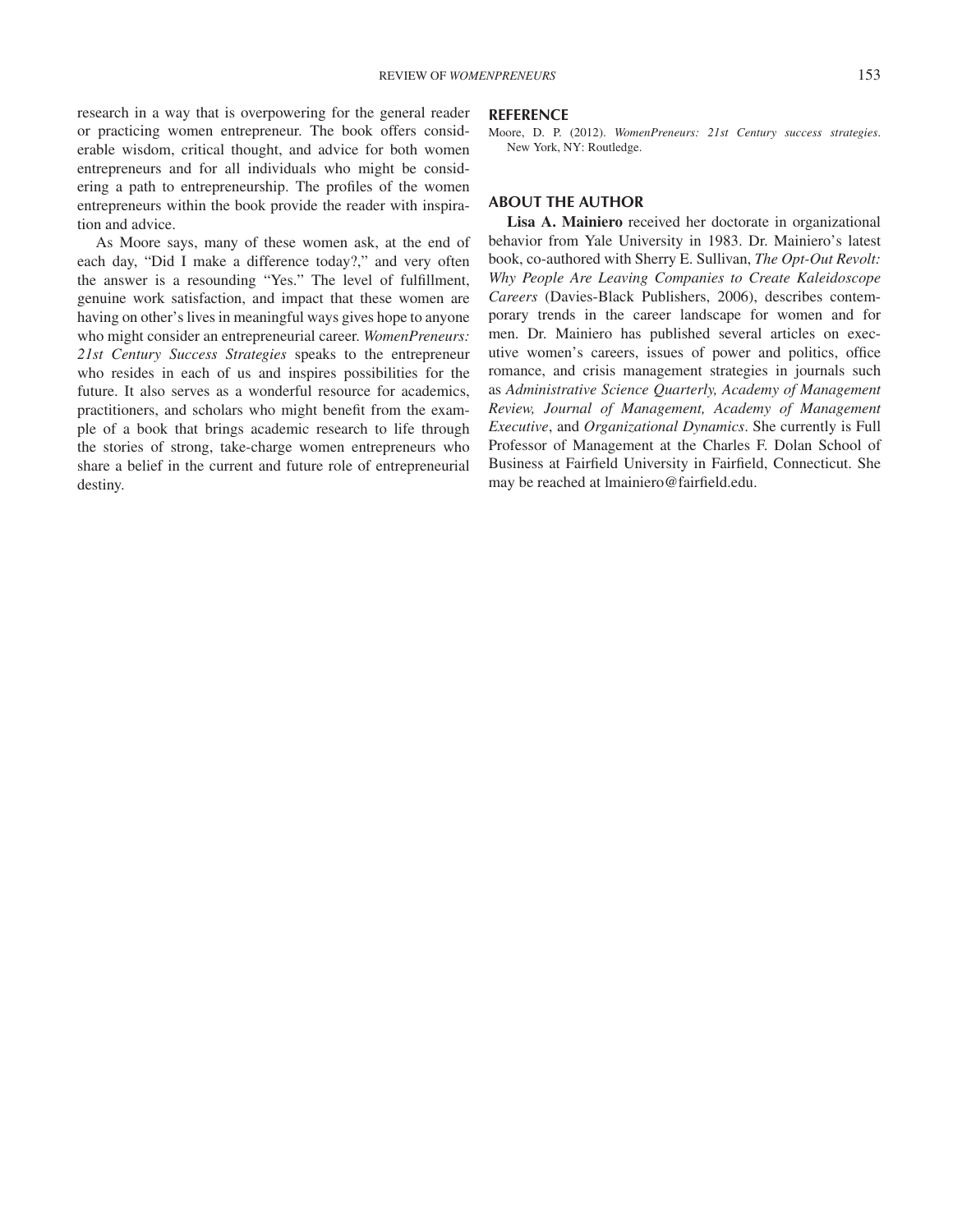research in a way that is overpowering for the general reader or practicing women entrepreneur. The book offers considerable wisdom, critical thought, and advice for both women entrepreneurs and for all individuals who might be considering a path to entrepreneurship. The profiles of the women entrepreneurs within the book provide the reader with inspiration and advice.

As Moore says, many of these women ask, at the end of each day, "Did I make a difference today?," and very often the answer is a resounding "Yes." The level of fulfillment, genuine work satisfaction, and impact that these women are having on other's lives in meaningful ways gives hope to anyone who might consider an entrepreneurial career. *WomenPreneurs: 21st Century Success Strategies* speaks to the entrepreneur who resides in each of us and inspires possibilities for the future. It also serves as a wonderful resource for academics, practitioners, and scholars who might benefit from the example of a book that brings academic research to life through the stories of strong, take-charge women entrepreneurs who share a belief in the current and future role of entrepreneurial destiny.

## REFERENCE

Moore, D. P. (2012). *WomenPreneurs: 21st Century success strategies*. New York, NY: Routledge.

## ABOUT THE AUTHOR

**Lisa A. Mainiero** received her doctorate in organizational behavior from Yale University in 1983. Dr. Mainiero's latest book, co-authored with Sherry E. Sullivan, *The Opt-Out Revolt: Why People Are Leaving Companies to Create Kaleidoscope Careers* (Davies-Black Publishers, 2006), describes contemporary trends in the career landscape for women and for men. Dr. Mainiero has published several articles on executive women's careers, issues of power and politics, office romance, and crisis management strategies in journals such as *Administrative Science Quarterly, Academy of Management Review, Journal of Management, Academy of Management Executive*, and *Organizational Dynamics*. She currently is Full Professor of Management at the Charles F. Dolan School of Business at Fairfield University in Fairfield, Connecticut. She may be reached at lmainiero@fairfield.edu.